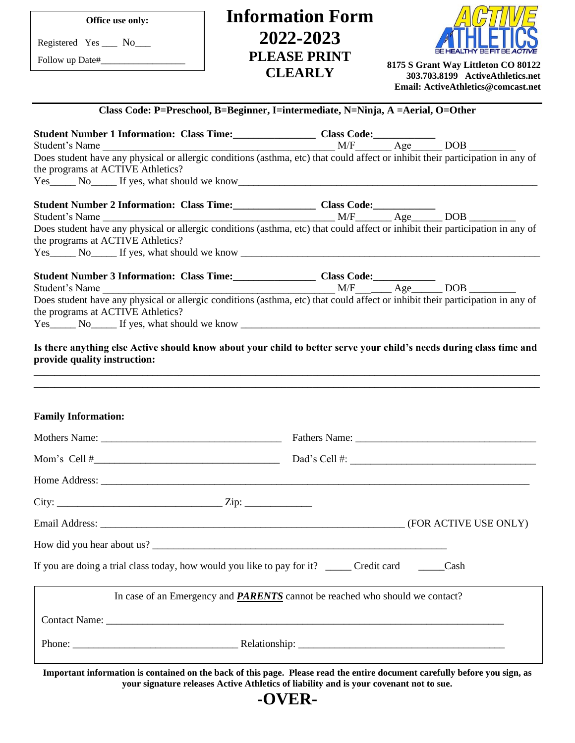**Office use only:**

Registered Yes ___ No___

Follow up Date#_________________

# Information Form 2022-2023

## PLEASE PRINT CLEARLY

ACTIVE ATHLETICS
BE HEALTHY BE FIT BE ACTIVE

**8175 S Grant Way Littleton CO 80122**
**303.703.8199 ActiveAthletics.net**
**Email: ActiveAthletics@comcast.net**

---

**Class Code: P=Preschool, B=Beginner, I=intermediate, N=Ninja, A =Aerial, O=Other**

**Student Number 1 Information: Class Time:_______________ Class Code:___________**

Student's Name _____________________________________________ M/F______ Age_____ DOB ________

Does student have any physical or allergic conditions (asthma, etc) that could affect or inhibit their participation in any of the programs at ACTIVE Athletics?

Yes_____ No_____ If yes, what should we know_______________________________________________________

**Student Number 2 Information: Class Time:_______________ Class Code:___________**

Student's Name _____________________________________________ M/F______ Age_____ DOB ________

Does student have any physical or allergic conditions (asthma, etc) that could affect or inhibit their participation in any of the programs at ACTIVE Athletics?

Yes_____ No_____ If yes, what should we know _______________________________________________________

**Student Number 3 Information: Class Time:_______________ Class Code:___________**

Student's Name _____________________________________________ M/F______ Age_____ DOB ________

Does student have any physical or allergic conditions (asthma, etc) that could affect or inhibit their participation in any of the programs at ACTIVE Athletics?

Yes_____ No_____ If yes, what should we know _______________________________________________________

**Is there anything else Active should know about your child to better serve your child's needs during class time and provide quality instruction:**

_______________________________________________________________________________________________

_______________________________________________________________________________________________

**Family Information:**

Mothers Name: ___________________________________ Fathers Name: ___________________________________

Mom's Cell #___________________________________ Dad's Cell #: ___________________________________

Home Address: _________________________________________________________________________________

City: ______________________________ Zip: ____________

Email Address: ________________________________________________________ (FOR ACTIVE USE ONLY)

How did you hear about us? _______________________________________________________

If you are doing a trial class today, how would you like to pay for it? _____ Credit card _____Cash

In case of an Emergency and ***PARENTS*** cannot be reached who should we contact?

Contact Name: _________________________________________________________________________

Phone: ______________________________ Relationship: ______________________________________

**Important information is contained on the back of this page. Please read the entire document carefully before you sign, as your signature releases Active Athletics of liability and is your covenant not to sue.**

# -OVER-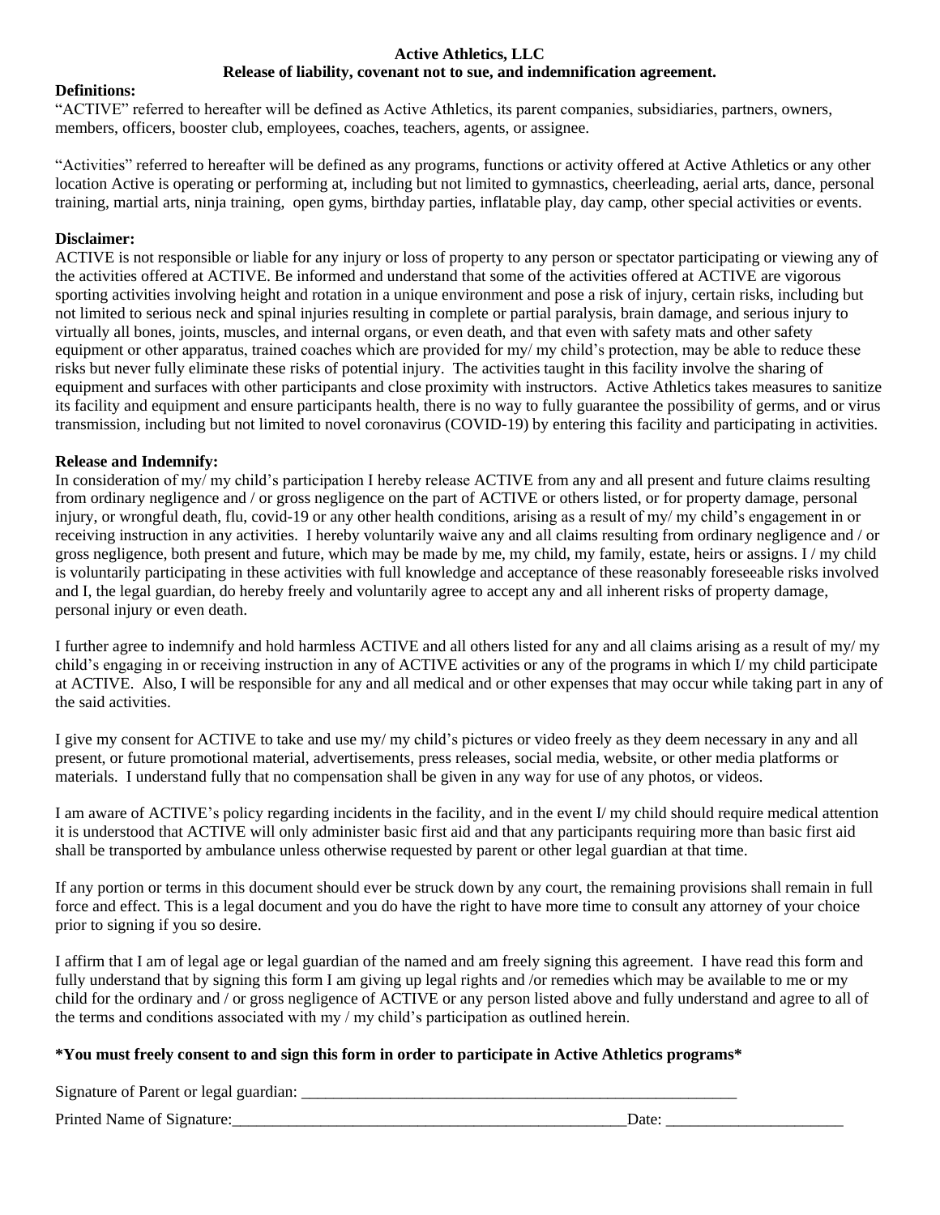**Active Athletics, LLC**
**Release of liability, covenant not to sue, and indemnification agreement.**

**Definitions:**

"ACTIVE" referred to hereafter will be defined as Active Athletics, its parent companies, subsidiaries, partners, owners, members, officers, booster club, employees, coaches, teachers, agents, or assignee.

"Activities" referred to hereafter will be defined as any programs, functions or activity offered at Active Athletics or any other location Active is operating or performing at, including but not limited to gymnastics, cheerleading, aerial arts, dance, personal training, martial arts, ninja training, open gyms, birthday parties, inflatable play, day camp, other special activities or events.

**Disclaimer:**

ACTIVE is not responsible or liable for any injury or loss of property to any person or spectator participating or viewing any of the activities offered at ACTIVE. Be informed and understand that some of the activities offered at ACTIVE are vigorous sporting activities involving height and rotation in a unique environment and pose a risk of injury, certain risks, including but not limited to serious neck and spinal injuries resulting in complete or partial paralysis, brain damage, and serious injury to virtually all bones, joints, muscles, and internal organs, or even death, and that even with safety mats and other safety equipment or other apparatus, trained coaches which are provided for my/ my child's protection, may be able to reduce these risks but never fully eliminate these risks of potential injury. The activities taught in this facility involve the sharing of equipment and surfaces with other participants and close proximity with instructors. Active Athletics takes measures to sanitize its facility and equipment and ensure participants health, there is no way to fully guarantee the possibility of germs, and or virus transmission, including but not limited to novel coronavirus (COVID-19) by entering this facility and participating in activities.

**Release and Indemnify:**

In consideration of my/ my child's participation I hereby release ACTIVE from any and all present and future claims resulting from ordinary negligence and / or gross negligence on the part of ACTIVE or others listed, or for property damage, personal injury, or wrongful death, flu, covid-19 or any other health conditions, arising as a result of my/ my child's engagement in or receiving instruction in any activities. I hereby voluntarily waive any and all claims resulting from ordinary negligence and / or gross negligence, both present and future, which may be made by me, my child, my family, estate, heirs or assigns. I / my child is voluntarily participating in these activities with full knowledge and acceptance of these reasonably foreseeable risks involved and I, the legal guardian, do hereby freely and voluntarily agree to accept any and all inherent risks of property damage, personal injury or even death.

I further agree to indemnify and hold harmless ACTIVE and all others listed for any and all claims arising as a result of my/ my child's engaging in or receiving instruction in any of ACTIVE activities or any of the programs in which I/ my child participate at ACTIVE. Also, I will be responsible for any and all medical and or other expenses that may occur while taking part in any of the said activities.

I give my consent for ACTIVE to take and use my/ my child's pictures or video freely as they deem necessary in any and all present, or future promotional material, advertisements, press releases, social media, website, or other media platforms or materials. I understand fully that no compensation shall be given in any way for use of any photos, or videos.

I am aware of ACTIVE's policy regarding incidents in the facility, and in the event I/ my child should require medical attention it is understood that ACTIVE will only administer basic first aid and that any participants requiring more than basic first aid shall be transported by ambulance unless otherwise requested by parent or other legal guardian at that time.

If any portion or terms in this document should ever be struck down by any court, the remaining provisions shall remain in full force and effect. This is a legal document and you do have the right to have more time to consult any attorney of your choice prior to signing if you so desire.

I affirm that I am of legal age or legal guardian of the named and am freely signing this agreement. I have read this form and fully understand that by signing this form I am giving up legal rights and /or remedies which may be available to me or my child for the ordinary and / or gross negligence of ACTIVE or any person listed above and fully understand and agree to all of the terms and conditions associated with my / my child's participation as outlined herein.

**\*You must freely consent to and sign this form in order to participate in Active Athletics programs\***

Signature of Parent or legal guardian: ________________________________________________________

Printed Name of Signature:___________________________________________________Date: ______________________